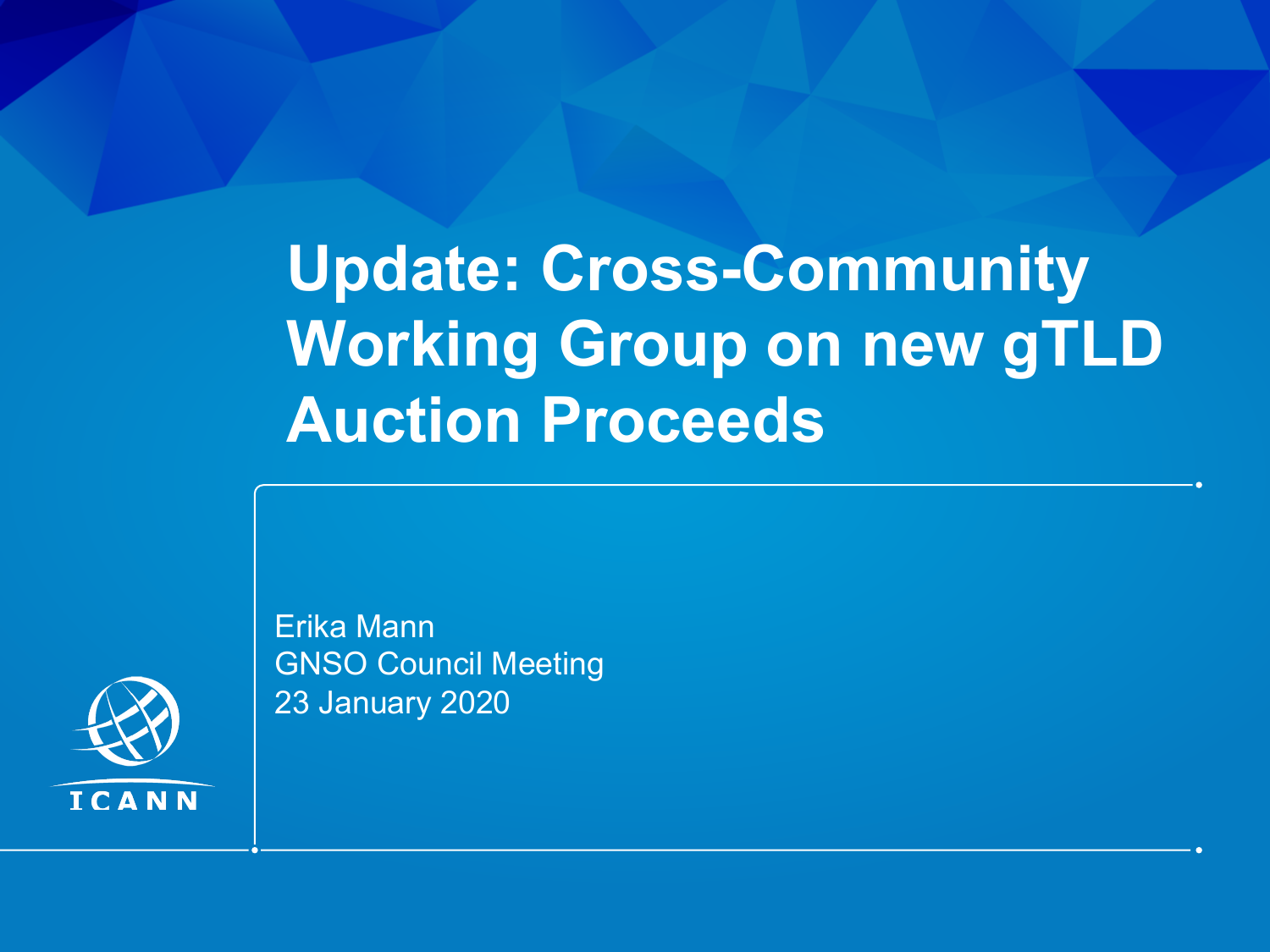# Update: Cross-Community Working Group on new gTLD Auction Proceeds

Erika Mann
GNSO Council Meeting
23 January 2020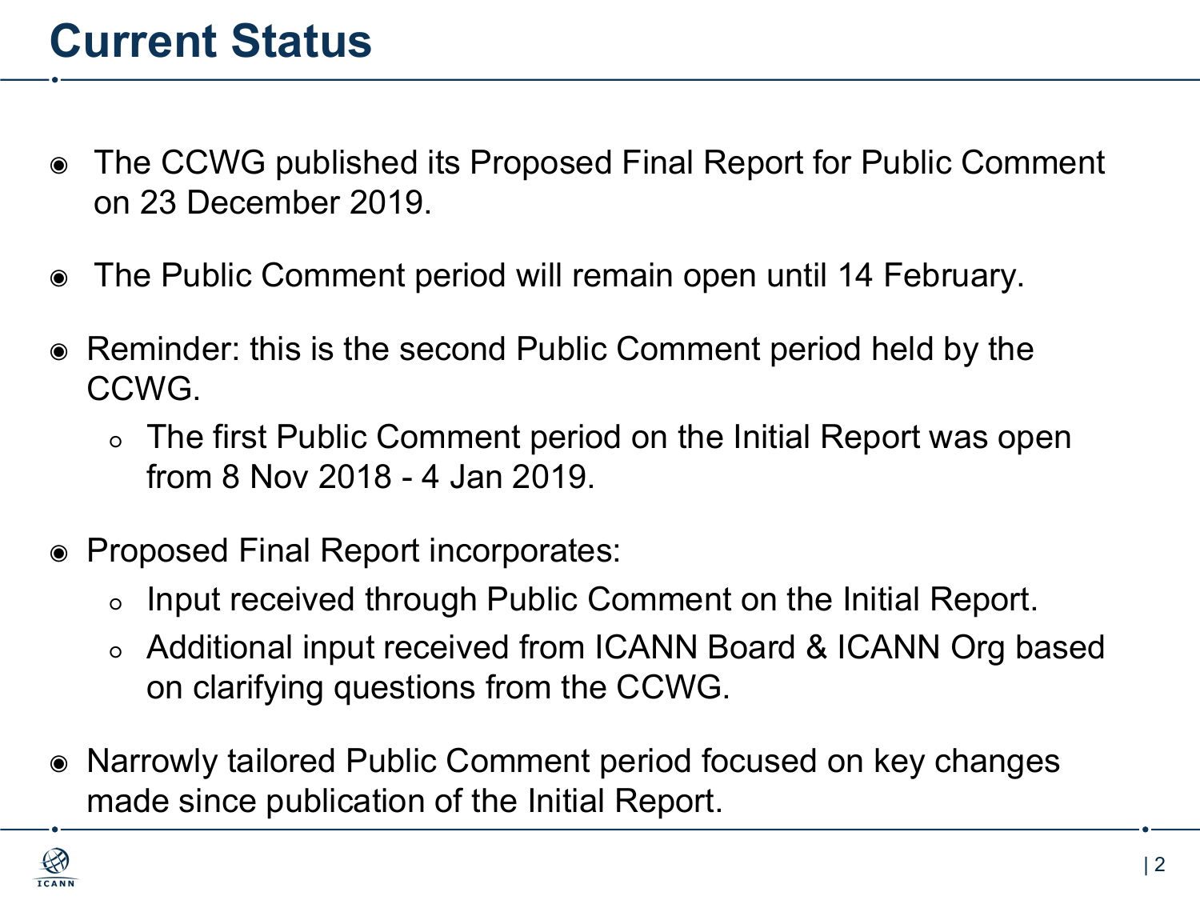# Current Status

- The CCWG published its Proposed Final Report for Public Comment on 23 December 2019.
- The Public Comment period will remain open until 14 February.
- Reminder: this is the second Public Comment period held by the CCWG.
  - The first Public Comment period on the Initial Report was open from 8 Nov 2018 - 4 Jan 2019.
- Proposed Final Report incorporates:
  - Input received through Public Comment on the Initial Report.
  - Additional input received from ICANN Board & ICANN Org based on clarifying questions from the CCWG.
- Narrowly tailored Public Comment period focused on key changes made since publication of the Initial Report.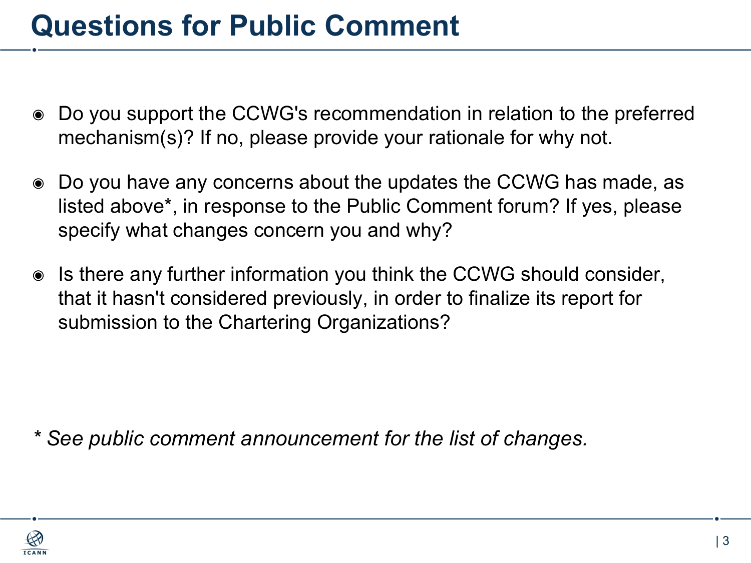# Questions for Public Comment

- Do you support the CCWG's recommendation in relation to the preferred mechanism(s)? If no, please provide your rationale for why not.
- Do you have any concerns about the updates the CCWG has made, as listed above*, in response to the Public Comment forum? If yes, please specify what changes concern you and why?
- Is there any further information you think the CCWG should consider, that it hasn't considered previously, in order to finalize its report for submission to the Chartering Organizations?

*\* See public comment announcement for the list of changes.*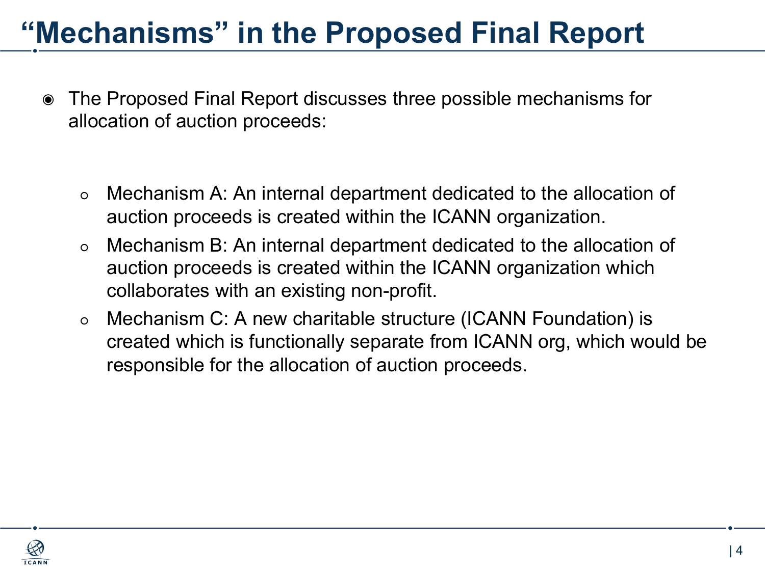# "Mechanisms" in the Proposed Final Report

- The Proposed Final Report discusses three possible mechanisms for allocation of auction proceeds:
  - Mechanism A: An internal department dedicated to the allocation of auction proceeds is created within the ICANN organization.
  - Mechanism B: An internal department dedicated to the allocation of auction proceeds is created within the ICANN organization which collaborates with an existing non-profit.
  - Mechanism C: A new charitable structure (ICANN Foundation) is created which is functionally separate from ICANN org, which would be responsible for the allocation of auction proceeds.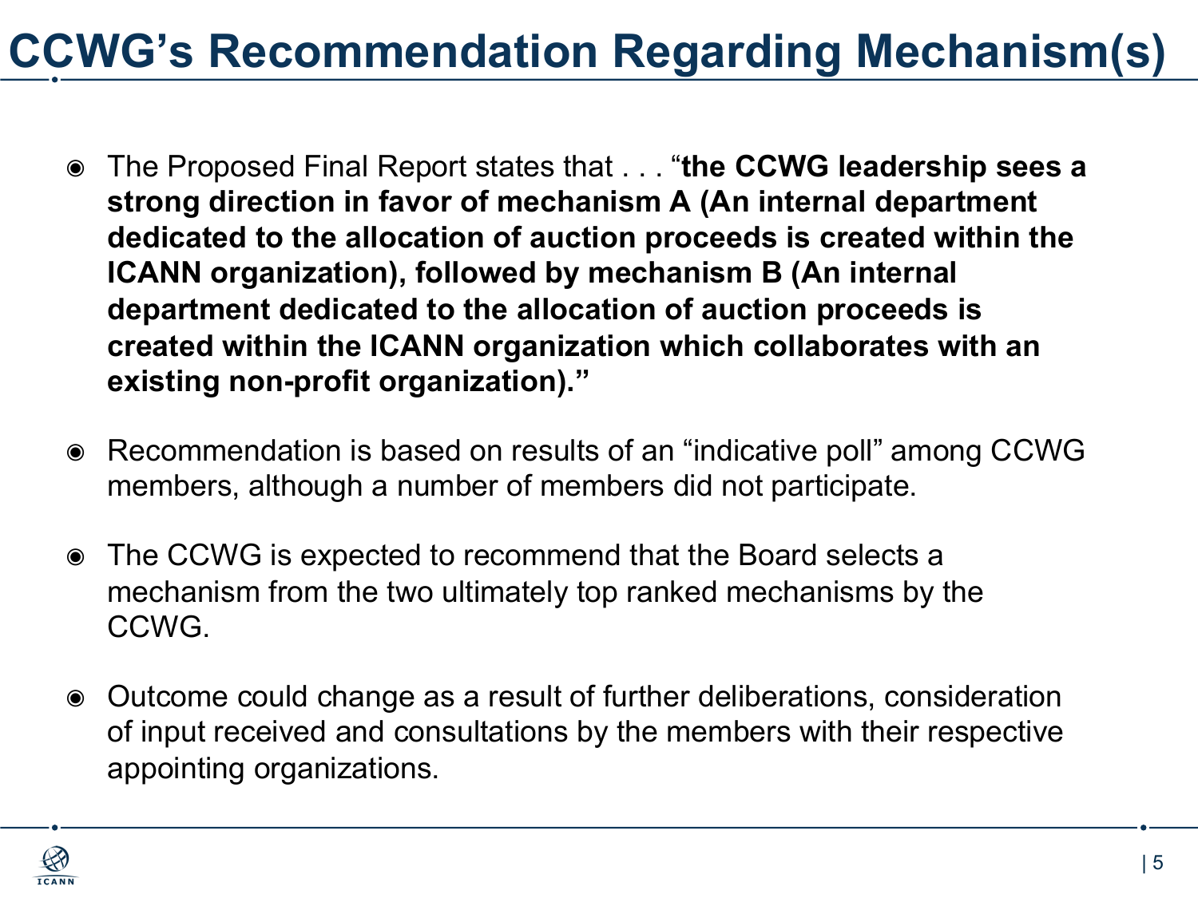# CCWG's Recommendation Regarding Mechanism(s)

- The Proposed Final Report states that . . . "**the CCWG leadership sees a strong direction in favor of mechanism A (An internal department dedicated to the allocation of auction proceeds is created within the ICANN organization), followed by mechanism B (An internal department dedicated to the allocation of auction proceeds is created within the ICANN organization which collaborates with an existing non-profit organization).**"
- Recommendation is based on results of an "indicative poll" among CCWG members, although a number of members did not participate.
- The CCWG is expected to recommend that the Board selects a mechanism from the two ultimately top ranked mechanisms by the CCWG.
- Outcome could change as a result of further deliberations, consideration of input received and consultations by the members with their respective appointing organizations.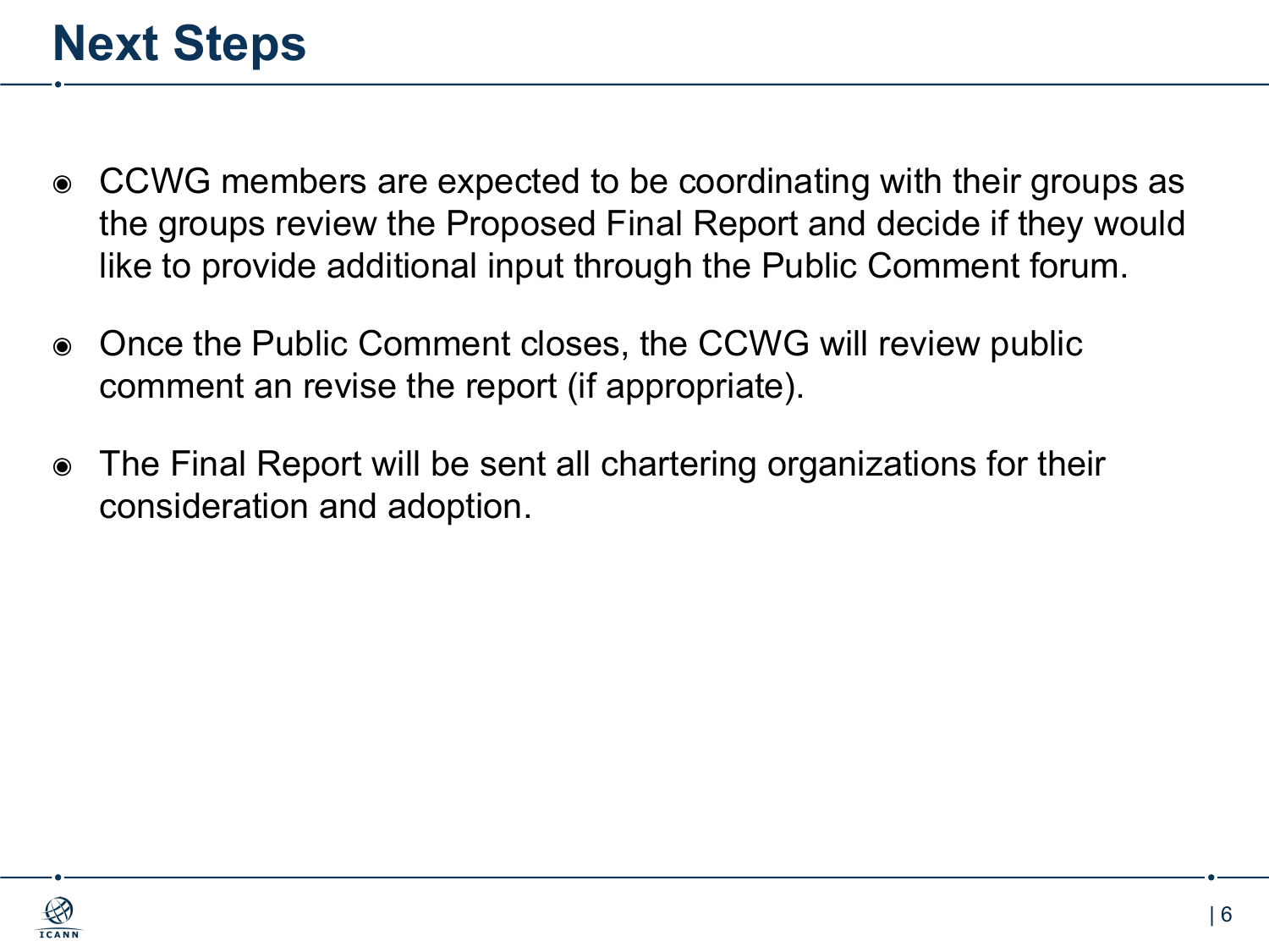# Next Steps

- CCWG members are expected to be coordinating with their groups as the groups review the Proposed Final Report and decide if they would like to provide additional input through the Public Comment forum.
- Once the Public Comment closes, the CCWG will review public comment an revise the report (if appropriate).
- The Final Report will be sent all chartering organizations for their consideration and adoption.